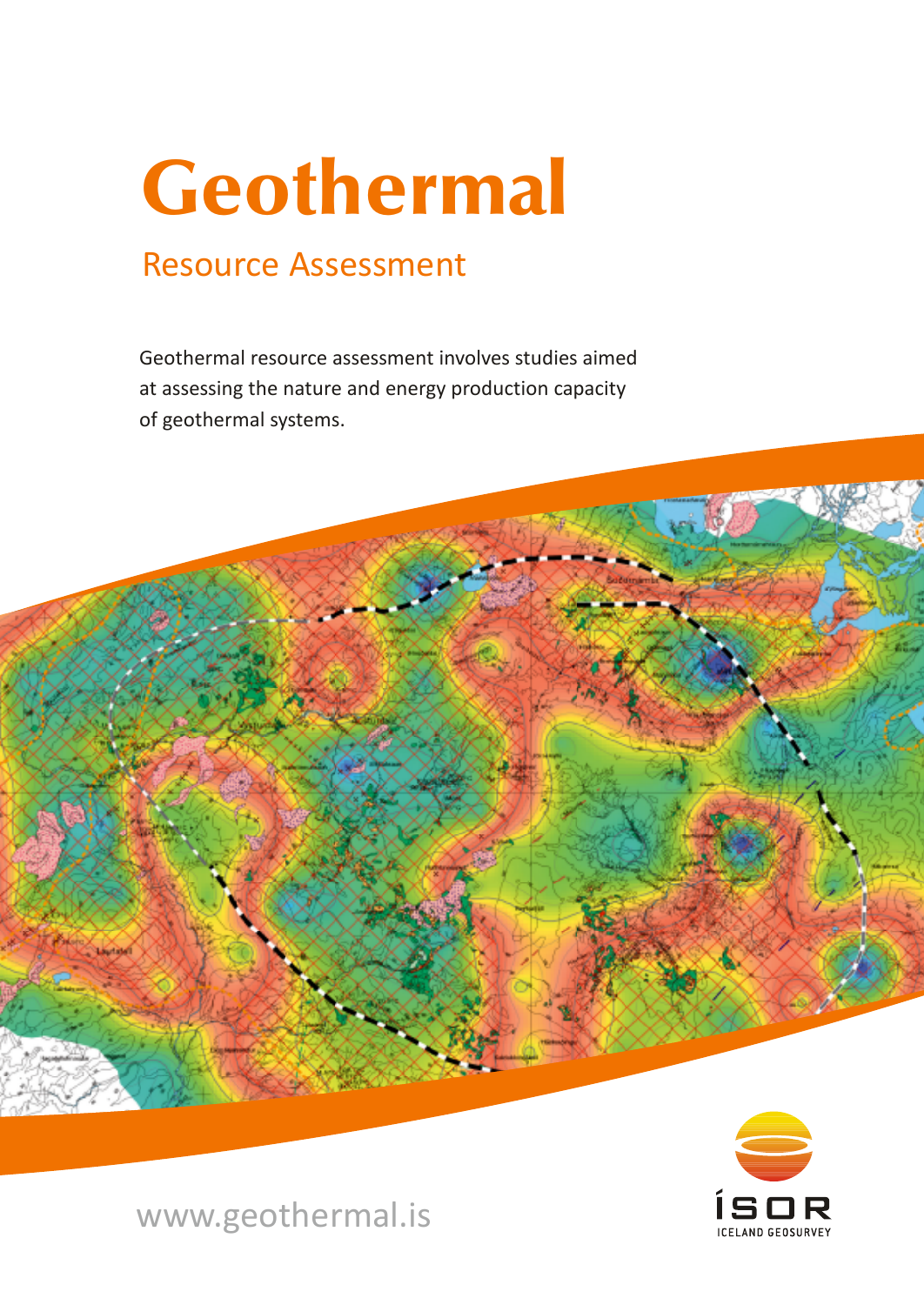# Geothermal

## Resource Assessment

Geothermal resource assessment involves studies aimed at assessing the nature and energy production capacity of geothermal systems.

www.geothermal.is

ÍSOR
ICELAND GEOSURVEY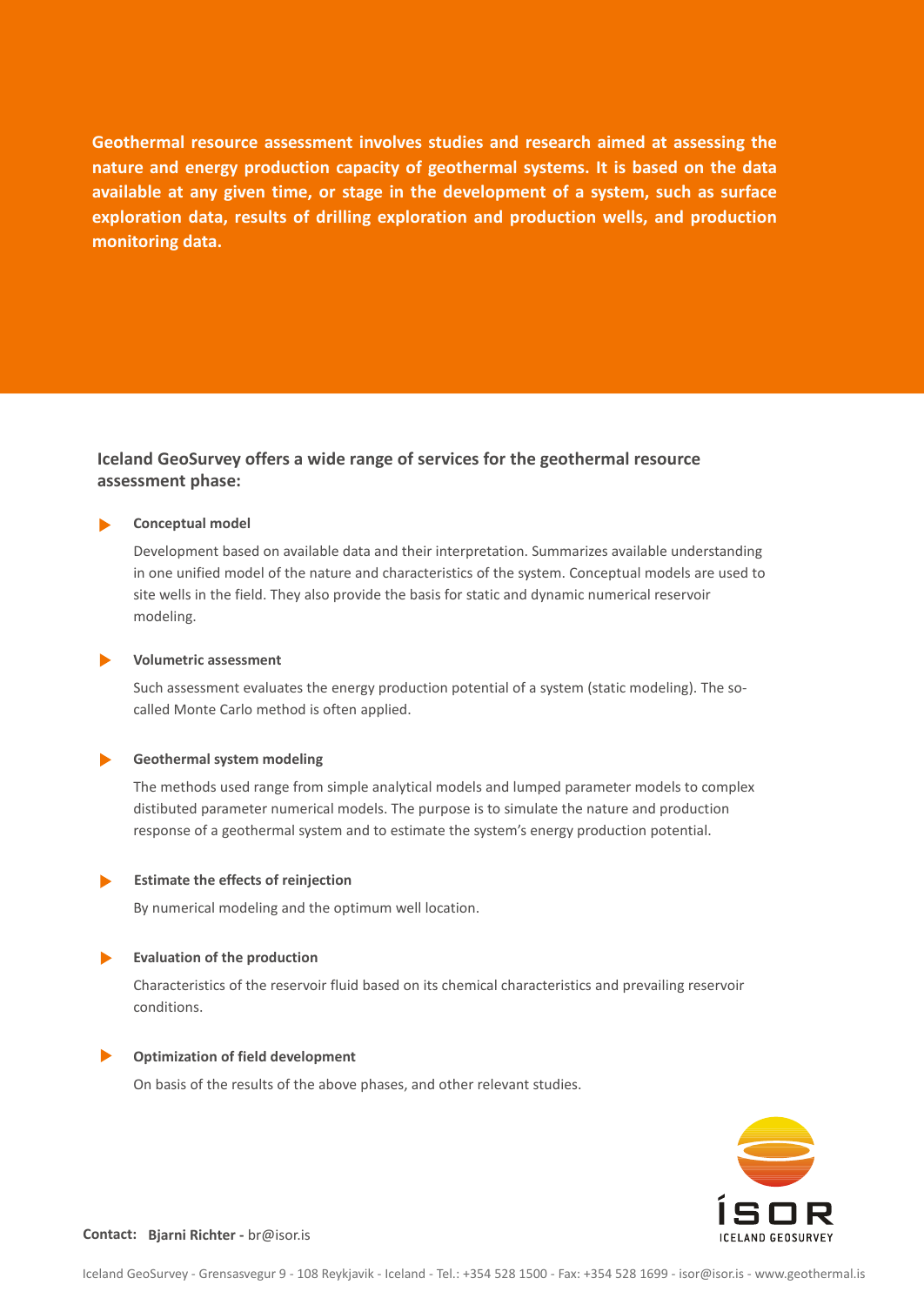**Geothermal resource assessment involves studies and research aimed at assessing the nature and energy production capacity of geothermal systems. It is based on the data available at any given time, or stage in the development of a system, such as surface exploration data, results of drilling exploration and production wells, and production monitoring data.**

## Iceland GeoSurvey offers a wide range of services for the geothermal resource assessment phase:

- **Conceptual model**

  Development based on available data and their interpretation. Summarizes available understanding in one unified model of the nature and characteristics of the system. Conceptual models are used to site wells in the field. They also provide the basis for static and dynamic numerical reservoir modeling.

- **Volumetric assessment**

  Such assessment evaluates the energy production potential of a system (static modeling). The so-called Monte Carlo method is often applied.

- **Geothermal system modeling**

  The methods used range from simple analytical models and lumped parameter models to complex distibuted parameter numerical models. The purpose is to simulate the nature and production response of a geothermal system and to estimate the system's energy production potential.

- **Estimate the effects of reinjection**

  By numerical modeling and the optimum well location.

- **Evaluation of the production**

  Characteristics of the reservoir fluid based on its chemical characteristics and prevailing reservoir conditions.

- **Optimization of field development**

  On basis of the results of the above phases, and other relevant studies.

ÍSOR
ICELAND GEOSURVEY

**Contact:** **Bjarni Richter -** br@isor.is

Iceland GeoSurvey - Grensasvegur 9 - 108 Reykjavik - Iceland - Tel.: +354 528 1500 - Fax: +354 528 1699 - isor@isor.is - www.geothermal.is